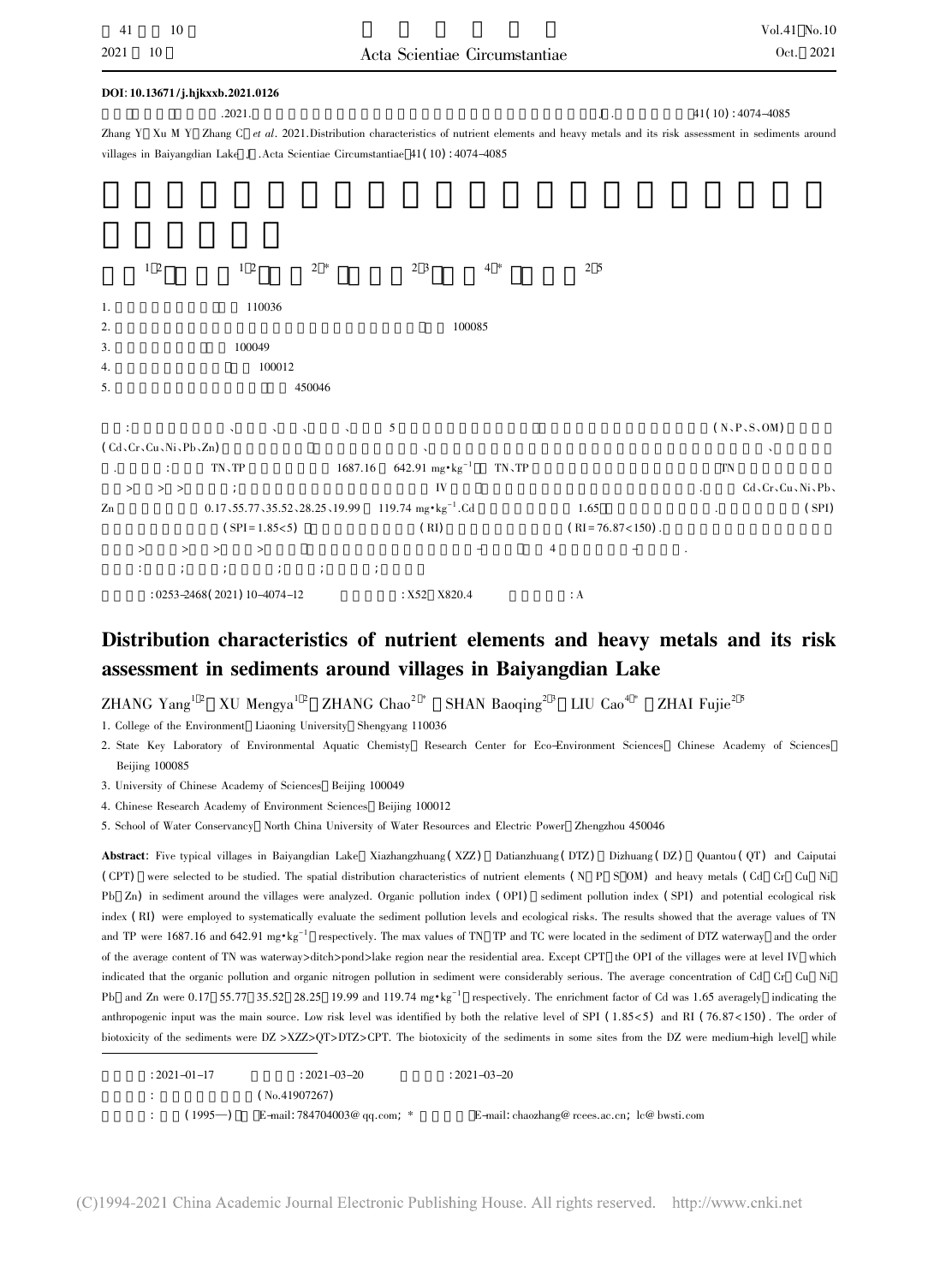DOI: 10.13671/j.hjkxxb.2021.0126

.2021. [J]. 41(10): 4074-4085

Zhang Y, Xu M Y, Zhang C, *et al*. 2021. Distribution characteristics of nutrient elements and heavy metals and its risk assessment in sediments around villages in Baiyangdian Lake[J]. Acta Scientiae Circumstantiae, 41(10): 4074-4085

1,2 1,2 2,* 2,3 4,* 2,5

1. 110036
2. 100085
3. 100049
4. 100012
5. 450046

: 、 、 、 、 5 (N、P、S、OM) (Cd、Cr、Cu、Ni、Pb、Zn) 、 、 . : TN、TP 1687.16 642.91 mg·kg$^{-1}$ TN、TP TN > > > ; IV . Cd、Cr、Cu、Ni、Pb、Zn 0.17、55.77、35.52、28.25、19.99 119.74 mg·kg$^{-1}$. Cd 1.65 . (SPI) (SPI=1.85<5) (RI) (RI=76.87<150). > > > > + 4 + .

: ; ; ; ; ;

: 0253-2468(2021)10-4074-12 : X52; X820.4 : A

# Distribution characteristics of nutrient elements and heavy metals and its risk assessment in sediments around villages in Baiyangdian Lake

ZHANG Yang[1,2], XU Mengya[1,2], ZHANG Chao[2,*], SHAN Baoqing[2,3], LIU Cao[4,*], ZHAI Fujie[2,5]

1. College of the Environment, Liaoning University, Shengyang 110036
2. State Key Laboratory of Environmental Aquatic Chemisty, Research Center for Eco-Environment Sciences, Chinese Academy of Sciences, Beijing 100085
3. University of Chinese Academy of Sciences, Beijing 100049
4. Chinese Research Academy of Environment Sciences, Beijing 100012
5. School of Water Conservancy, North China University of Water Resources and Electric Power, Zhengzhou 450046

**Abstract**: Five typical villages in Baiyangdian Lake, Xiazhangzhuang (XZZ), Datianzhuang (DTZ), Dizhuang (DZ), Quantou (QT) and Caiputai (CPT) were selected to be studied. The spatial distribution characteristics of nutrient elements (N, P, S, OM) and heavy metals (Cd, Cr, Cu, Ni, Pb, Zn) in sediment around the villages were analyzed. Organic pollution index (OPI), sediment pollution index (SPI) and potential ecological risk index (RI) were employed to systematically evaluate the sediment pollution levels and ecological risks. The results showed that the average values of TN and TP were 1687.16 and 642.91 mg·kg$^{-1}$, respectively. The max values of TN, TP and TC were located in the sediment of DTZ waterway, and the order of the average content of TN was waterway>ditch>pond>lake region near the residential area. Except CPT, the OPI of the villages were at level IV, which indicated that the organic pollution and organic nitrogen pollution in sediment were considerably serious. The average concentration of Cd, Cr, Cu, Ni, Pb, and Zn were 0.17, 55.77, 35.52, 28.25, 19.99 and 119.74 mg·kg$^{-1}$. The enrichment factor of Cd was 1.65 averagely, indicating the anthropogenic input was the main source. Low risk level was identified by both the relative level of SPI (1.85<5) and RI (76.87<150). The order of biotoxicity of the sediments were DZ >XZZ>QT>DTZ>CPT. The biotoxicity of the sediments in some sites from the DZ were medium-high level, while

: 2021-01-17 : 2021-03-20 : 2021-03-20

: (No.41907267)

: (1995—), E-mail: 784704003@qq.com; * E-mail: chaozhang@rcees.ac.cn; lc@bwsti.com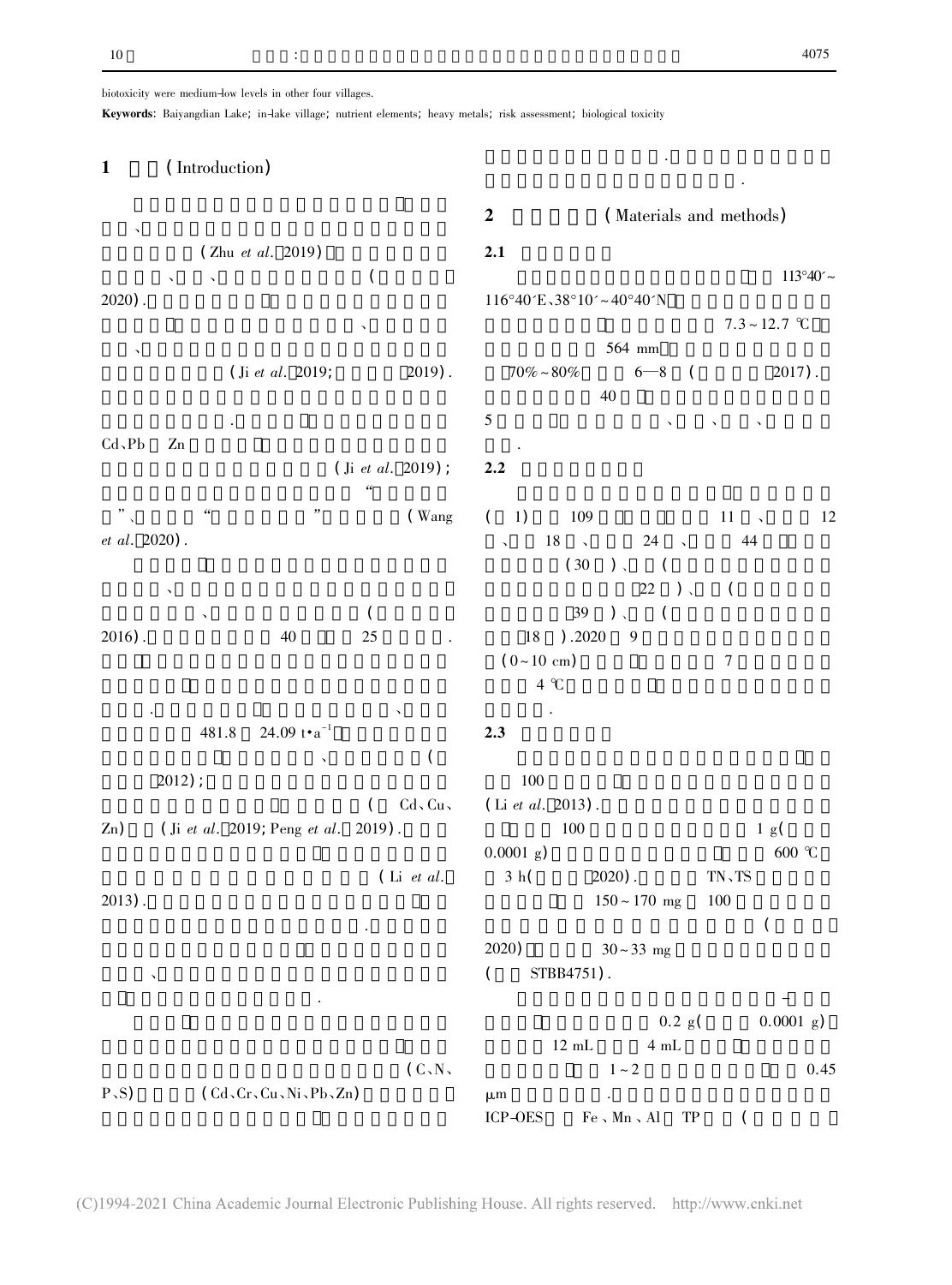biotoxicity were medium-low levels in other four villages.

**Keywords**: Baiyangdian Lake; in-lake village; nutrient elements; heavy metals; risk assessment; biological toxicity

## 1 (Introduction)

、

(Zhu *et al.* 2019)

、 、 (

2020).

、

、

(Ji *et al.* 2019; 2019).

.

Cd、Pb Zn

(Ji *et al.* 2019);

"

"、 " " (Wang *et al.* 2020).

、

、 (

2016). 40 25 .

.

、

481.8 24.09 t·a[-1]

、 (

2012);

( Cd、Cu、Zn) (Ji *et al.* 2019; Peng *et al.* 2019).

(Li *et al.* 2013).

.

、

.

(C、N、P、S) (Cd、Cr、Cu、Ni、Pb、Zn)

.

.

## 2 (Materials and methods)

### 2.1

113°40′~116°40′E、38°10′~40°40′N

7.3~12.7 ℃

564 mm

70%~80% 6—8 ( 2017).

40

5 、 、 、

.

### 2.2

( 1) 109 11 、 12 、 18 、 24 、 44

(30 )、 (

22 )、 (

39 )、 (

18 ).2020 9

(0~10 cm) 7

4 ℃

.

### 2.3

100

(Li *et al.* 2013).

100 1 g(

0.0001 g) 600 ℃

3 h( 2020). TN、TS

150~170 mg 100

(

2020) 30~33 mg

( STBB4751).

-

0.2 g( 0.0001 g)

12 mL 4 mL

1~2 0.45

μm .

ICP-OES Fe、Mn、Al TP (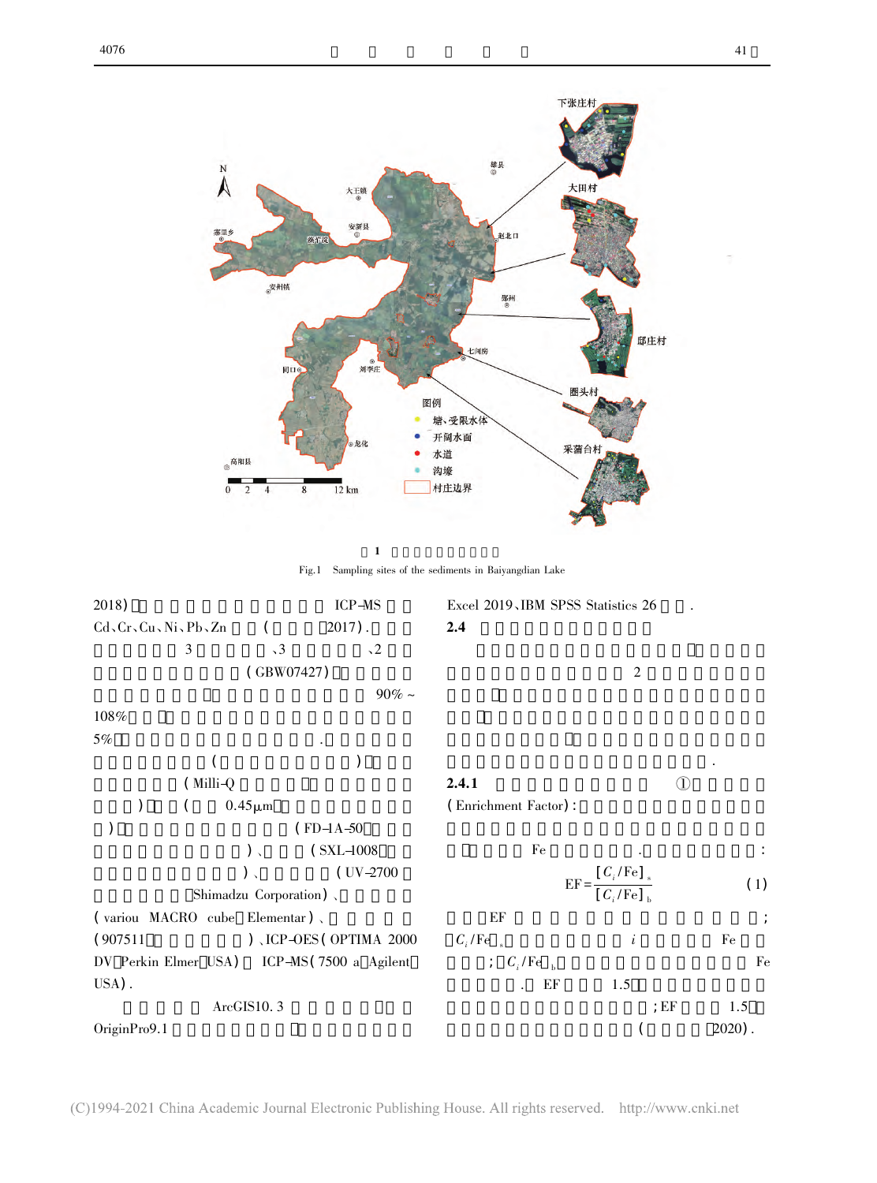1

Fig.1 Sampling sites of the sediments in Baiyangdian Lake

2018) ICP-MS Cd、Cr、Cu、Ni、Pb、Zn ( 2017). 3 、3 、2 (GBW07427) 90% ~ 108% 5% . ( ) (Milli-Q ) ( 0.45μm ) (FD-1A-50 ) 、 (SXL-1008 ) 、 (UV-2700 Shimadzu Corporation) 、 (vario MACRO cube Elementar) 、 (907511 ) 、ICP-OES (OPTIMA 2000 DV Perkin Elmer USA) ICP-MS (7500 a Agilent USA).

ArcGIS10.3 OriginPro9.1 Excel 2019、IBM SPSS Statistics 26 .

**2.4**

2

.

**2.4.1** ① (Enrichment Factor):

Fe . :

$$EF = \frac{[C_i/\mathrm{Fe}]_s}{[C_i/\mathrm{Fe}]_b} \quad (1)$$

EF ; $[C_i/\mathrm{Fe}]_s$ $i$ Fe ; $[C_i/\mathrm{Fe}]_b$ Fe . EF 1.5 ; EF 1.5 ( 2020).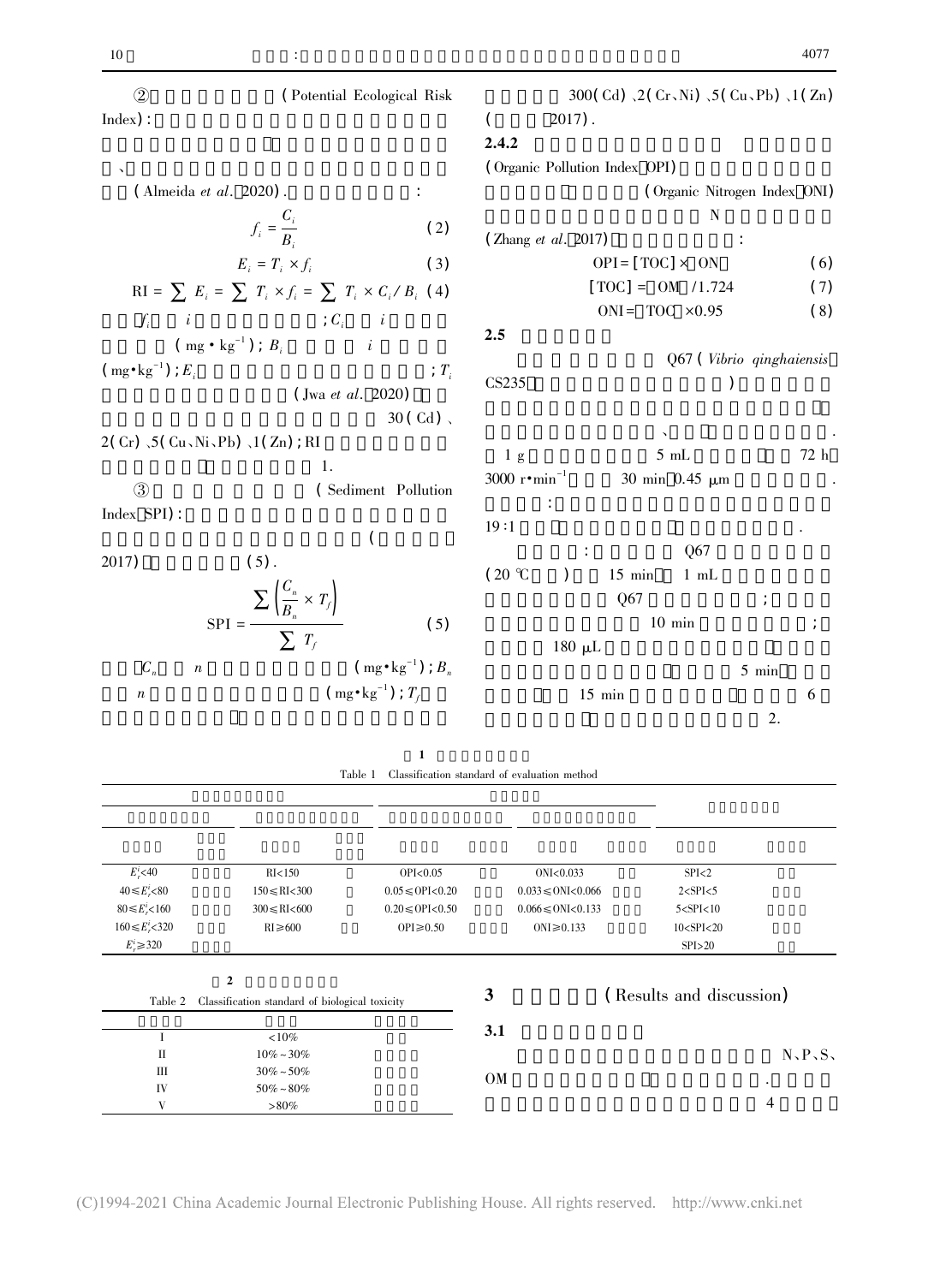② (Potential Ecological Risk Index):

、

(Almeida *et al*. 2020). :

$$f_i = \frac{C_i}{B_i} \tag{2}$$

$$E_i = T_i \times f_i \tag{3}$$

$$\mathrm{RI} = \sum E_i = \sum T_i \times f_i = \sum T_i \times C_i / B_i \tag{4}$$

$f_i$ $i$ ; $C_i$ $i$ ($\mathrm{mg \cdot kg^{-1}}$); $B_i$ $i$ ($\mathrm{mg \cdot kg^{-1}}$); $E_i$ ; $T_i$ (Jwa *et al*. 2020) 30(Cd)、2(Cr)、5(Cu、Ni、Pb)、1(Zn); RI 1.

③ (Sediment Pollution Index SPI):

( 2017) (5).

$$\mathrm{SPI} = \frac{\sum \left( \frac{C_n}{B_n} \times T_f \right)}{\sum T_f} \tag{5}$$

$C_n$ $n$ ($\mathrm{mg \cdot kg^{-1}}$); $B_n$ $n$ ($\mathrm{mg \cdot kg^{-1}}$); $T_f$

300(Cd)、2(Cr、Ni)、5(Cu、Pb)、1(Zn) ( 2017).

**2.4.2** (Organic Pollution Index OPI) (Organic Nitrogen Index ONI) N (Zhang *et al*. 2017) :

$$\mathrm{OPI} = [\mathrm{TOC}] \times \mathrm{ON} \tag{6}$$

$$[\mathrm{TOC}] = \mathrm{OM} / 1.724 \tag{7}$$

$$\mathrm{ONI} = \mathrm{TOC} \times 0.95 \tag{8}$$

**2.5**

Q67 (*Vibrio qinghaiensis* CS235 )

、 . 1 g 5 mL 72 h 3000 $\mathrm{r \cdot min^{-1}}$ 30 min 0.45 μm . : 19:1 .

: Q67 (20 ℃ ) 15 min 1 mL Q67 ; 10 min ; 180 μL 5 min 15 min 6 2.

**1**

Table 1 Classification standard of evaluation method

| | | | | | | | |
|---|---|---|---|---|---|---|---|
| | | | | | | | |
| | | | | | | | |
| $E_r^i$<40 | | RI<150 | | OPI<0.05 | | ONI<0.033 | | SPI<2 | |
| 40≤$E_r^i$<80 | | 150≤RI<300 | | 0.05≤OPI<0.20 | | 0.033≤ONI<0.066 | | 2<SPI<5 | |
| 80≤$E_r^i$<160 | | 300≤RI<600 | | 0.20≤OPI<0.50 | | 0.066≤ONI<0.133 | | 5<SPI<10 | |
| 160≤$E_r^i$<320 | | RI≥600 | | OPI≥0.50 | | ONI≥0.133 | | 10<SPI<20 | |
| $E_r^i$≥320 | | | | | | | | SPI>20 | |

**2**

Table 2 Classification standard of biological toxicity

| | | |
|---|---|---|
| Ⅰ | <10% | |
| Ⅱ | 10%~30% | |
| Ⅲ | 30%~50% | |
| Ⅳ | 50%~80% | |
| Ⅴ | >80% | |

## 3 (Results and discussion)

**3.1**

N、P、S、OM . 4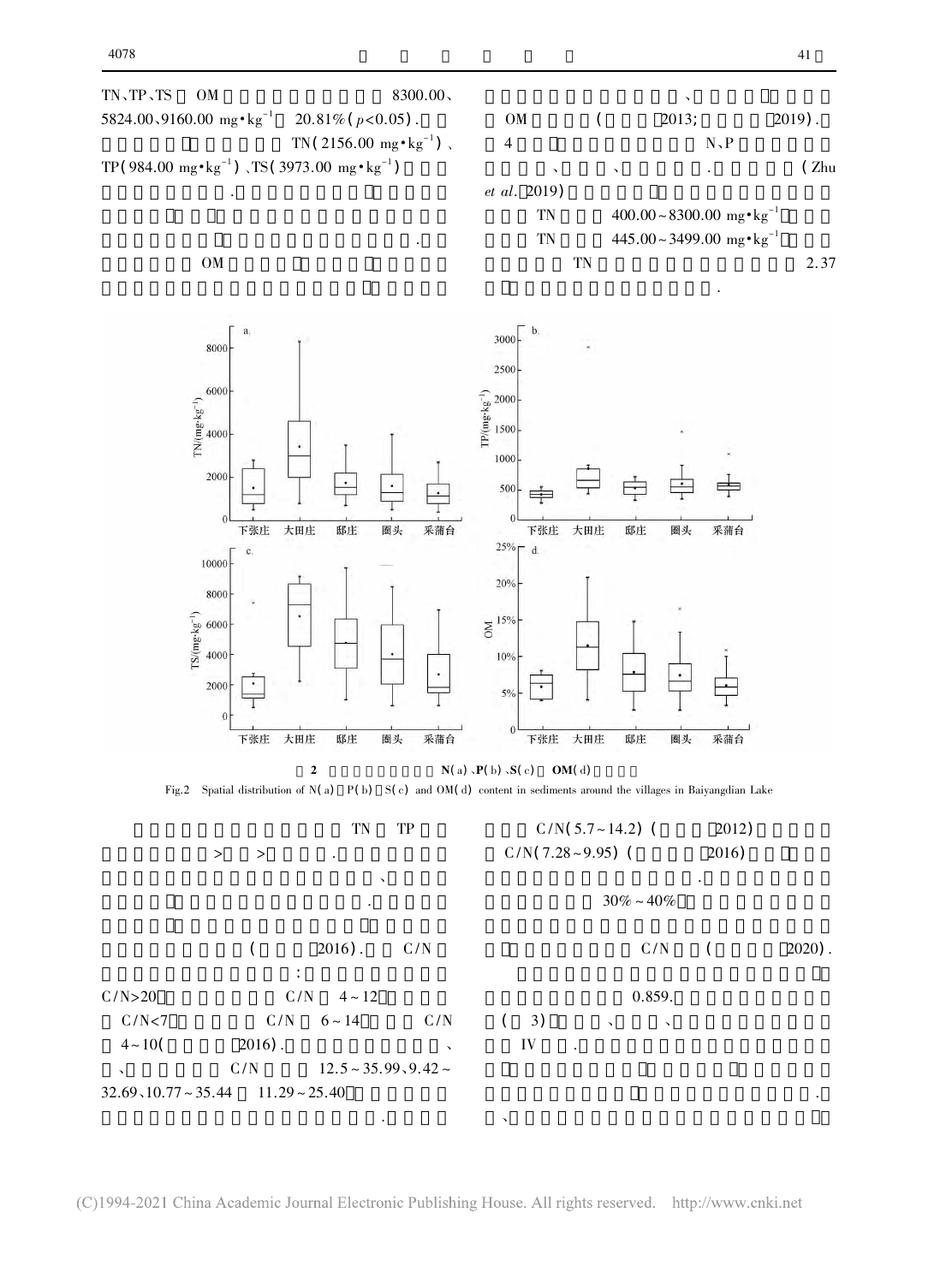TN、TP、TS OM 8300.00、5824.00、9160.00 mg·kg$^{-1}$ 20.81%($p<0.05$).

TN(2156.00 mg·kg$^{-1}$)、TP(984.00 mg·kg$^{-1}$)、TS(3973.00 mg·kg$^{-1}$)

.

.

OM

、

OM ( 2013; 2019).

4 N、P

、 、 . (Zhu *et al*. 2019)

TN 400.00~8300.00 mg·kg$^{-1}$

TN 445.00~3499.00 mg·kg$^{-1}$

TN 2.37

.

图 2 N(a)、P(b)、S(c) OM(d)

Fig.2 Spatial distribution of N(a) P(b) S(c) and OM(d) content in sediments around the villages in Baiyangdian Lake

TN TP

> > .

、

.

( 2016). C/N

:

C/N>20 C/N 4~12

C/N<7 C/N 6~14 C/N

4~10( 2016). 、

、 C/N 12.5~35.99、9.42~32.69、10.77~35.44 11.29~25.40

.

C/N(5.7~14.2) ( 2012)

C/N(7.28~9.95) ( 2016)

.

30%~40%

C/N ( 2020).

0.859.

( 3) 、 、

IV .

.

、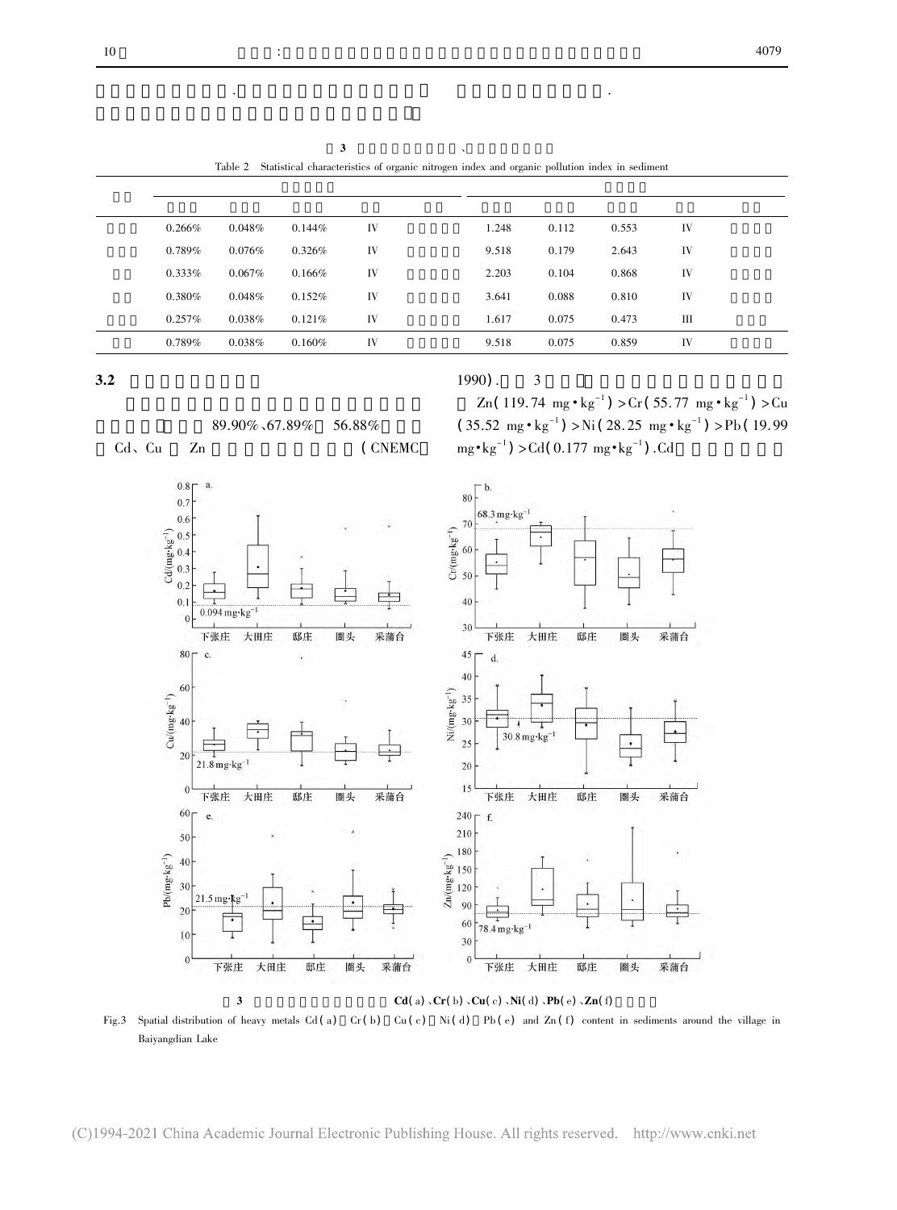Table 2 Statistical characteristics of organic nitrogen index and organic pollution index in sediment

| | | | | | | | | | | |
|---|---|---|---|---|---|---|---|---|---|---|
| | 0.266% | 0.048% | 0.144% | IV | | 1.248 | 0.112 | 0.553 | IV | |
| | 0.789% | 0.076% | 0.326% | IV | | 9.518 | 0.179 | 2.643 | IV | |
| | 0.333% | 0.067% | 0.166% | IV | | 2.203 | 0.104 | 0.868 | IV | |
| | 0.380% | 0.048% | 0.152% | IV | | 3.641 | 0.088 | 0.810 | IV | |
| | 0.257% | 0.038% | 0.121% | IV | | 1.617 | 0.075 | 0.473 | III | |
| | 0.789% | 0.038% | 0.160% | IV | | 9.518 | 0.075 | 0.859 | IV | |

## 3.2

89.90%、67.89% 56.88% Cd、Cu Zn (CNEMC 1990). 3 Zn(119.74 mg·kg$^{-1}$) > Cr(55.77 mg·kg$^{-1}$) > Cu(35.52 mg·kg$^{-1}$) > Ni(28.25 mg·kg$^{-1}$) > Pb(19.99 mg·kg$^{-1}$) > Cd(0.177 mg·kg$^{-1}$). Cd

3 Cd(a)、Cr(b)、Cu(c)、Ni(d)、Pb(e)、Zn(f)

Fig.3 Spatial distribution of heavy metals Cd(a) Cr(b) Cu(c) Ni(d) Pb(e) and Zn(f) content in sediments around the village in Baiyangdian Lake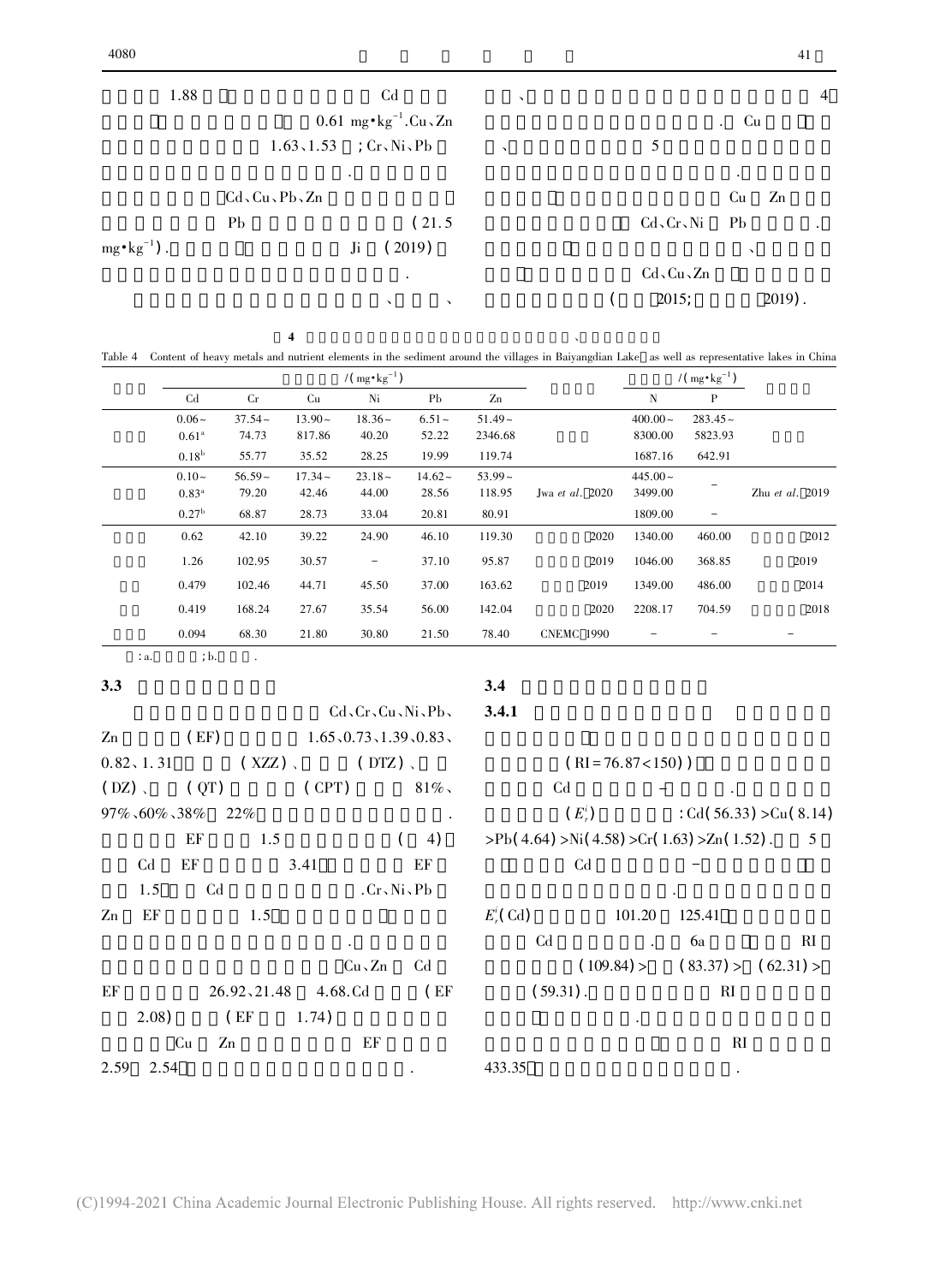1.88 Cd 0.61 mg·kg⁻¹. Cu、Zn 1.63、1.53 ; Cr、Ni、Pb .

Cd、Cu、Pb、Zn Pb (21.5 mg·kg⁻¹). Ji (2019) .

、 、

、 4 . Cu 、 5 . Cu Zn Cd、Cr、Ni Pb . 、 Cd、Cu、Zn ( 2015; 2019).

**4 、**

Table 4 Content of heavy metals and nutrient elements in the sediment around the villages in Baiyangdian Lake as well as representative lakes in China

| | /(mg·kg⁻¹) | | | | | | | /(mg·kg⁻¹) | | |
|---|---|---|---|---|---|---|---|---|---|---|
| | Cd | Cr | Cu | Ni | Pb | Zn | | N | P | |
| | 0.06~0.61[a] | 37.54~74.73 | 13.90~817.86 | 18.36~40.20 | 6.51~52.22 | 51.49~2346.68 | | 400.00~8300.00 | 283.45~5823.93 | |
| | 0.18[b] | 55.77 | 35.52 | 28.25 | 19.99 | 119.74 | | 1687.16 | 642.91 | |
| | 0.10~0.83[a] | 56.59~79.20 | 17.34~42.46 | 23.18~44.00 | 14.62~28.56 | 53.99~118.95 | Jwa *et al.* 2020 | 445.00~3499.00 | – | Zhu *et al.* 2019 |
| | 0.27[b] | 68.87 | 28.73 | 33.04 | 20.81 | 80.91 | | 1809.00 | – | |
| | 0.62 | 42.10 | 39.22 | 24.90 | 46.10 | 119.30 | 2020 | 1340.00 | 460.00 | 2012 |
| | 1.26 | 102.95 | 30.57 | – | 37.10 | 95.87 | 2019 | 1046.00 | 368.85 | 2019 |
| | 0.479 | 102.46 | 44.71 | 45.50 | 37.00 | 163.62 | 2019 | 1349.00 | 486.00 | 2014 |
| | 0.419 | 168.24 | 27.67 | 35.54 | 56.00 | 142.04 | 2020 | 2208.17 | 704.59 | 2018 |
| | 0.094 | 68.30 | 21.80 | 30.80 | 21.50 | 78.40 | CNEMC 1990 | – | – | – |

: a. ; b. .

### 3.3

Cd、Cr、Cu、Ni、Pb、Zn (EF) 1.65、0.73、1.39、0.83、0.82、1.31 (XZZ)、 (DTZ)、 (DZ)、 (QT) (CPT) 81%、97%、60%、38% 22% .

EF 1.5 ( 4) Cd EF 3.41 EF 1.5 Cd . Cr、Ni、Pb Zn EF 1.5 .

Cu、Zn Cd EF 26.92、21.48 4.68. Cd (EF 2.08) (EF 1.74) Cu Zn EF 2.59 2.54 .

### 3.4

#### 3.4.1

(RI = 76.87 < 150)) Cd – . ($E_r^i$) : Cd(56.33) > Cu(8.14) > Pb(4.64) > Ni(4.58) > Cr(1.63) > Zn(1.52). 5 Cd – .

$E_r^i$(Cd) 101.20 125.41 Cd . 6a RI (109.84) > (83.37) > (62.31) > (59.31). RI . RI 433.35 .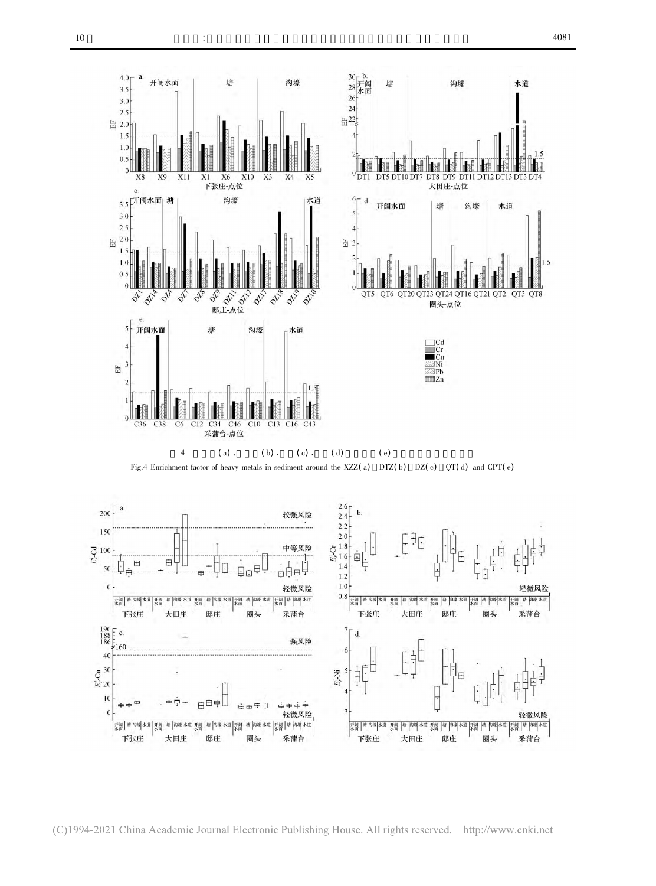图 4 (a)、(b)、(c)、(d) (e)

Fig.4 Enrichment factor of heavy metals in sediment around the XZZ(a) DTZ(b) DZ(c) QT(d) and CPT(e)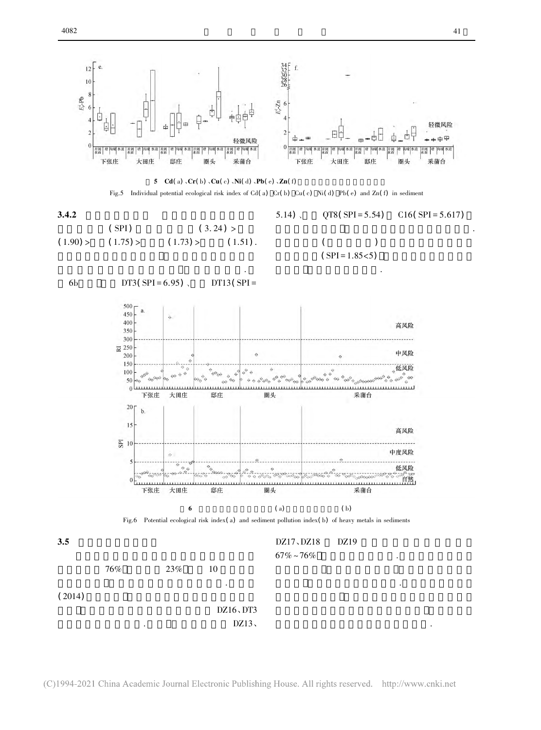图 5 Cd(a)、Cr(b)、Cu(c)、Ni(d)、Pb(e)、Zn(f)

Fig.5 Individual potential ecological risk index of Cd(a) Cr(b) Cu(c) Ni(d) Pb(e) and Zn(f) in sediment

### 3.4.2

(SPI) (3.24) > (1.90) > (1.75) > (1.73) > (1.51).

6b DT3(SPI = 6.95)、 DT13(SPI = 5.14)、 QT8(SPI = 5.54) C16(SPI = 5.617)

( ) (SPI = 1.85<5)

图 6 (a) (b)

Fig.6 Potential ecological risk index(a) and sediment pollution index(b) of heavy metals in sediments

### 3.5

76% 23% 10

(2014)

DZ16、DT3

DZ13、DZ17、DZ18 DZ19

67%~76%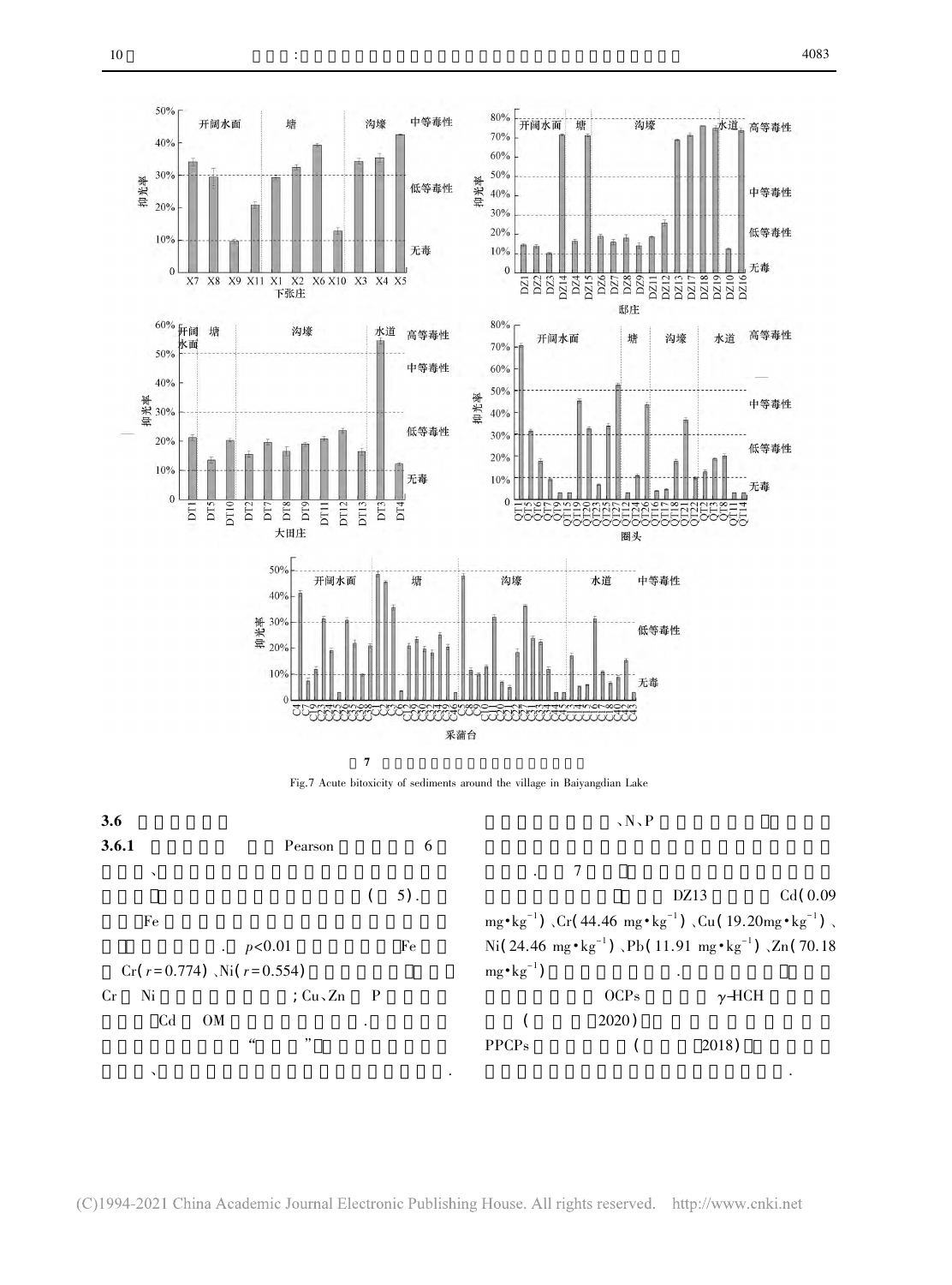图 7 白洋淀村庄周边沉积物的急性生物毒性

Fig.7 Acute bitoxicity of sediments around the village in Baiyangdian Lake

### 3.6

#### 3.6.1

Pearson 6

、

( 5).

Fe

. $p<0.01$ Fe

Cr($r=0.774$)、Ni($r=0.554$)

Cr Ni ; Cu、Zn P

Cd OM .

" "

、 .

、N、P

. 7

DZ13 Cd(0.09 $mg \cdot kg^{-1}$)、Cr(44.46 $mg \cdot kg^{-1}$)、Cu(19.20 $mg \cdot kg^{-1}$)、Ni(24.46 $mg \cdot kg^{-1}$)、Pb(11.91 $mg \cdot kg^{-1}$)、Zn(70.18 $mg \cdot kg^{-1}$) .

OCPs γ-HCH

( 2020)

PPCPs ( 2018)

.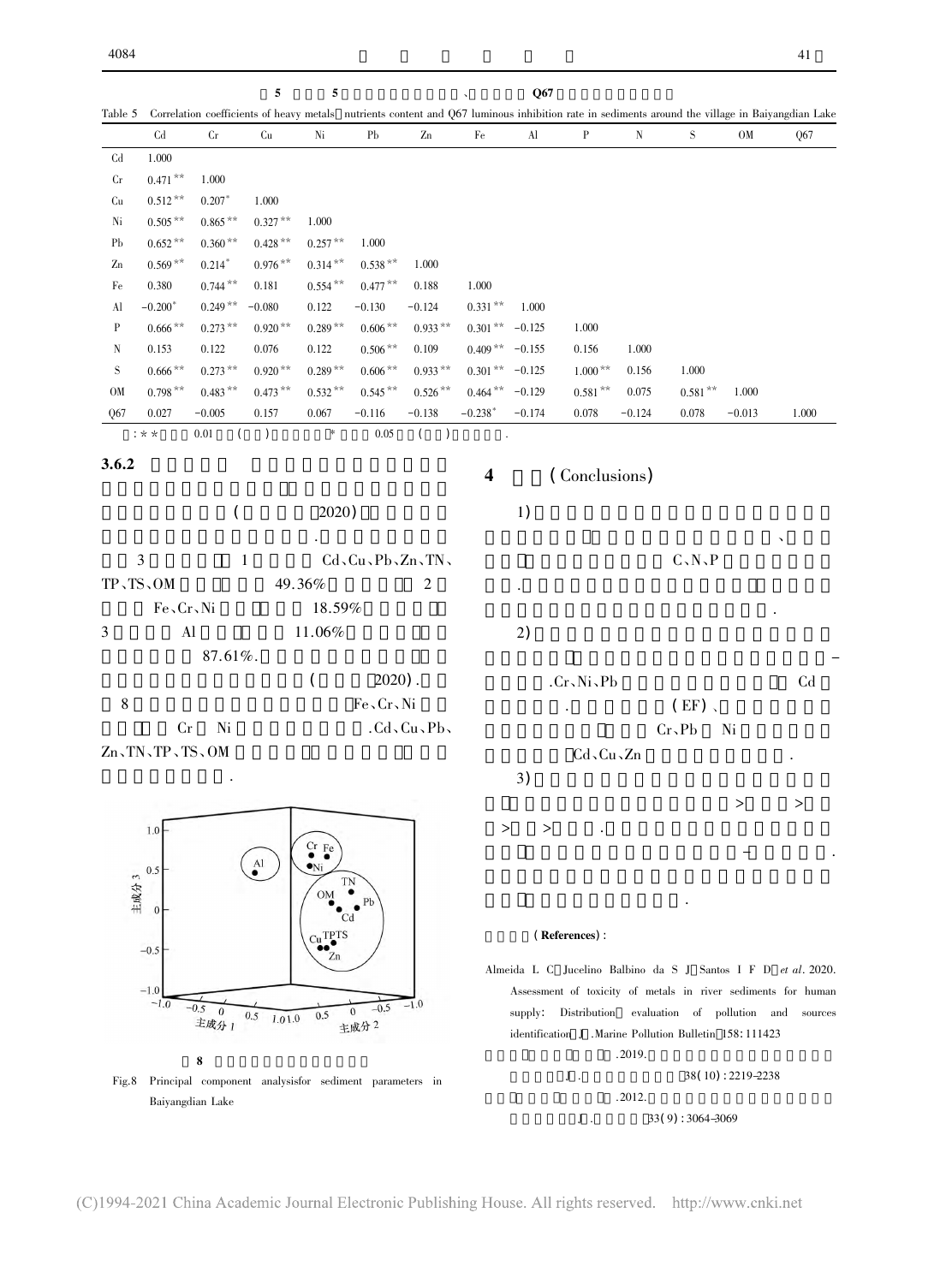表 5　5 … 、Q67 …

Table 5　Correlation coefficients of heavy metals, nutrients content and Q67 luminous inhibition rate in sediments around the village in Baiyangdian Lake

| | Cd | Cr | Cu | Ni | Pb | Zn | Fe | Al | P | N | S | OM | Q67 |
|---|---|---|---|---|---|---|---|---|---|---|---|---|---|
| Cd | 1.000 | | | | | | | | | | | | |
| Cr | 0.471** | 1.000 | | | | | | | | | | | |
| Cu | 0.512** | 0.207* | 1.000 | | | | | | | | | | |
| Ni | 0.505** | 0.865** | 0.327** | 1.000 | | | | | | | | | |
| Pb | 0.652** | 0.360** | 0.428** | 0.257** | 1.000 | | | | | | | | |
| Zn | 0.569** | 0.214* | 0.976** | 0.314** | 0.538** | 1.000 | | | | | | | |
| Fe | 0.380 | 0.744** | 0.181 | 0.554** | 0.477** | 0.188 | 1.000 | | | | | | |
| Al | −0.200* | 0.249** | −0.080 | 0.122 | −0.130 | −0.124 | 0.331** | 1.000 | | | | | |
| P | 0.666** | 0.273** | 0.920** | 0.289** | 0.606** | 0.933** | 0.301** | −0.125 | 1.000 | | | | |
| N | 0.153 | 0.122 | 0.076 | 0.122 | 0.506** | 0.109 | 0.409** | −0.155 | 0.156 | 1.000 | | | |
| S | 0.666** | 0.273** | 0.920** | 0.289** | 0.606** | 0.933** | 0.301** | −0.125 | 1.000** | 0.156 | 1.000 | | |
| OM | 0.798** | 0.483** | 0.473** | 0.532** | 0.545** | 0.526** | 0.464** | −0.129 | 0.581** | 0.075 | 0.581** | 1.000 | |
| Q67 | 0.027 | −0.005 | 0.157 | 0.067 | −0.116 | −0.138 | −0.238* | −0.174 | 0.078 | −0.124 | 0.078 | −0.013 | 1.000 |

注：** 0.01 ( ) ，* 0.05 ( ) .

### 3.6.2

(2020) .

3 … 1 … Cd、Cu、Pb、Zn、TN、TP、TS、OM … 49.36% … 2 … Fe、Cr、Ni … 18.59% … 3 … Al … 11.06% … 87.61%. … ( 2020) . … 8 … Fe、Cr、Ni … Cr … Ni … . Cd、Cu、Pb、Zn、TN、TP、TS、OM … .

图 8

Fig.8　Principal component analysis for sediment parameters in Baiyangdian Lake

## 4　(Conclusions)

1) … 、… C、N、P … . … .

2) … – … . Cr、Ni、Pb … Cd … . … (EF) 、… Cr、Pb … Ni … Cd、Cu、Zn … .

3) … > … > … > … > … . … – … . … .

(References):

Almeida L C, Jucelino Balbino da S J, Santos I F D, et al. 2020. Assessment of toxicity of metals in river sediments for human supply: Distribution, evaluation of pollution and sources identification[J]. Marine Pollution Bulletin, 158: 111423

. 2019. … [J]. … 38(10): 2219-2238

. 2012. … [J]. … 33(9): 3064-3069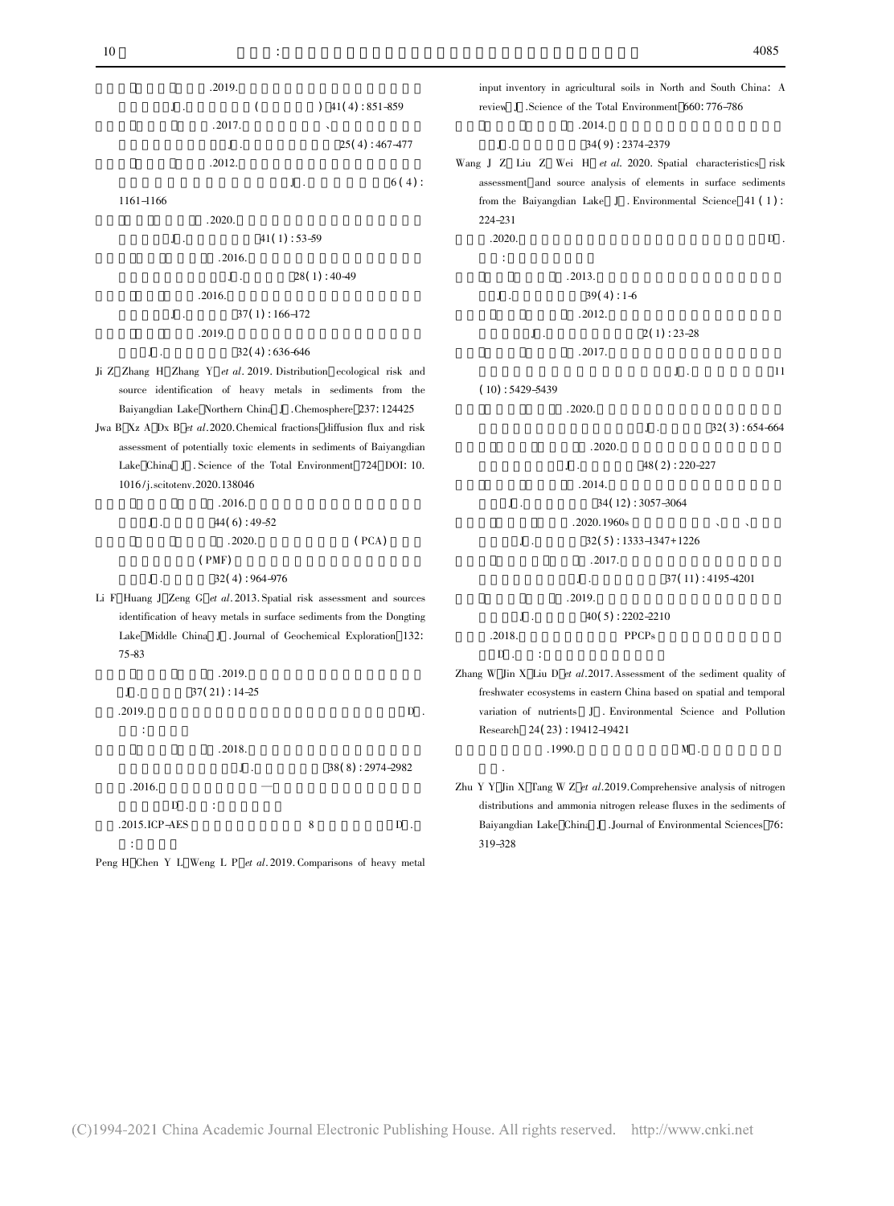.2019.

J . ( ) 41(4): 851-859

.2017. 、

J . 25(4): 467-477

.2012.

J . 6(4): 1161-1166

.2020.

J . 41(1): 53-59

.2016.

J . 28(1): 40-49

.2016.

J . 37(1): 166-172

.2019.

J . 32(4): 636-646

Ji Z Zhang H Zhang Y *et al*. 2019. Distribution ecological risk and source identification of heavy metals in sediments from the Baiyangdian Lake Northern China J . Chemosphere 237: 124425

Jwa B Xz A Dx B *et al*. 2020. Chemical fractions diffusion flux and risk assessment of potentially toxic elements in sediments of Baiyangdian Lake China J . Science of the Total Environment 724 DOI: 10.1016/j.scitotenv.2020.138046

.2016.

J . 44(6): 49-52

.2020. (PCA)

(PMF)

J . 32(4): 964-976

Li F Huang J Zeng G *et al*. 2013. Spatial risk assessment and sources identification of heavy metals in surface sediments from the Dongting Lake Middle China J . Journal of Geochemical Exploration 132: 75-83

.2019.

J . 37(21): 14-25

.2019. D .

:

.2018.

J . 38(8): 2974-2982

.2016. —

D . :

.2015. ICP-AES 8 D .

:

Peng H Chen Y L Weng L P *et al*. 2019. Comparisons of heavy metal input inventory in agricultural soils in North and South China: A review J . Science of the Total Environment 660: 776-786

.2014.

J . 34(9): 2374-2379

Wang J Z Liu Z Wei H *et al*. 2020. Spatial characteristics risk assessment and source analysis of elements in surface sediments from the Baiyangdian Lake J . Environmental Science 41(1): 224-231

.2020. D .

:

.2013.

J . 39(4): 1-6

.2012.

J . 2(1): 23-28

.2017.

J . 11(10): 5429-5439

.2020.

J . 32(3): 654-664

.2020.

J . 48(2): 220-227

.2014.

J . 34(12): 3057-3064

.2020. 1960s 、 、

J . 32(5): 1333-1347+1226

.2017.

J . 37(11): 4195-4201

.2019.

J . 40(5): 2202-2210

.2018. PPCPs

D . :

Zhang W Jin X Liu D *et al*. 2017. Assessment of the sediment quality of freshwater ecosystems in eastern China based on spatial and temporal variation of nutrients J . Environmental Science and Pollution Research 24(23): 19412-19421

.1990. M .

.

Zhu Y Y Jin X Tang W Z *et al*. 2019. Comprehensive analysis of nitrogen distributions and ammonia nitrogen release fluxes in the sediments of Baiyangdian Lake China J . Journal of Environmental Sciences 76: 319-328